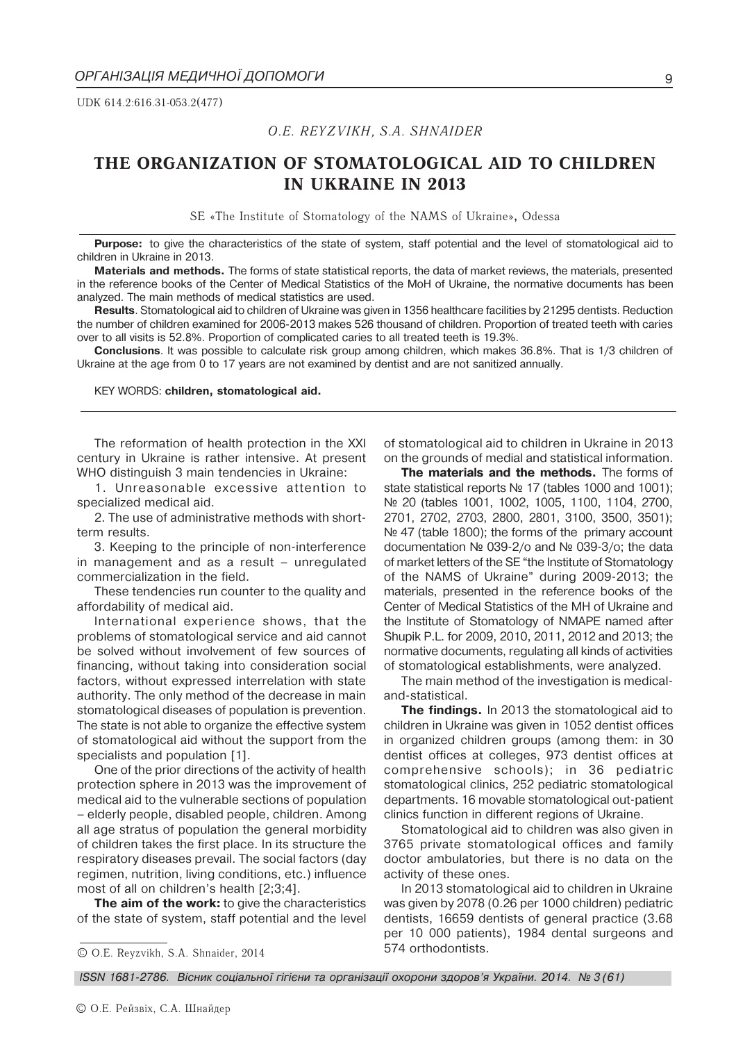UDK 614.2:616.31-053.2(477)

*O.E. REYZVIKH, S.A. SHNAIDER*

# THE ORGANIZATION OF STOMATOLOGICAL AID TO CHILDREN IN UKRAINE IN 2013

SE «The Institute of Stomatology of the NAMS of Ukraine», Odessa

**Purpose:** to give the characteristics of the state of system, staff potential and the level of stomatological aid to children in Ukraine in 2013.

**Materials and methods.** The forms of state statistical reports, the data of market reviews, the materials, presented in the reference books of the Center of Medical Statistics of the MoH of Ukraine, the normative documents has been analyzed. The main methods of medical statistics are used.

**Results**. Stomatological aid to children of Ukraine was given in 1356 healthcare facilities by 21295 dentists. Reduction the number of children examined for 2006-2013 makes 526 thousand of children. Proportion of treated teeth with caries over to all visits is 52.8%. Proportion of complicated caries to all treated teeth is 19.3%.

**Conclusions**. It was possible to calculate risk group among children, which makes 36.8%. That is 1/3 children of Ukraine at the age from 0 to 17 years are not examined by dentist and are not sanitized annually.

KEY WORDS: **children, stomatological aid.**

The reformation of health protection in the XXI century in Ukraine is rather intensive. At present WHO distinguish 3 main tendencies in Ukraine:

1. Unreasonable excessive attention to specialized medical aid.
2. The use of administrative methods with short-term results.
3. Keeping to the principle of non-interference in management and as a result – unregulated commercialization in the field.

These tendencies run counter to the quality and affordability of medical aid.

International experience shows, that the problems of stomatological service and aid cannot be solved without involvement of few sources of financing, without taking into consideration social factors, without expressed interrelation with state authority. The only method of the decrease in main stomatological diseases of population is prevention. The state is not able to organize the effective system of stomatological aid without the support from the specialists and population [1].

One of the prior directions of the activity of health protection sphere in 2013 was the improvement of medical aid to the vulnerable sections of population – elderly people, disabled people, children. Among all age stratus of population the general morbidity of children takes the first place. In its structure the respiratory diseases prevail. The social factors (day regimen, nutrition, living conditions, etc.) influence most of all on children's health [2;3;4].

**The aim of the work:** to give the characteristics of the state of system, staff potential and the level of stomatological aid to children in Ukraine in 2013 on the grounds of medial and statistical information.

**The materials and the methods.** The forms of state statistical reports № 17 (tables 1000 and 1001); № 20 (tables 1001, 1002, 1005, 1100, 1104, 2700, 2701, 2702, 2703, 2800, 2801, 3100, 3500, 3501); № 47 (table 1800); the forms of the primary account documentation № 039-2/o and № 039-3/o; the data of market letters of the SE "the Institute of Stomatology of the NAMS of Ukraine" during 2009-2013; the materials, presented in the reference books of the Center of Medical Statistics of the MH of Ukraine and the Institute of Stomatology of NMAPE named after Shupik P.L. for 2009, 2010, 2011, 2012 and 2013; the normative documents, regulating all kinds of activities of stomatological establishments, were analyzed.

The main method of the investigation is medical-and-statistical.

**The findings.** In 2013 the stomatological aid to children in Ukraine was given in 1052 dentist offices in organized children groups (among them: in 30 dentist offices at colleges, 973 dentist offices at comprehensive schools); in 36 pediatric stomatological clinics, 252 pediatric stomatological departments. 16 movable stomatological out-patient clinics function in different regions of Ukraine.

Stomatological aid to children was also given in 3765 private stomatological offices and family doctor ambulatories, but there is no data on the activity of these ones.

In 2013 stomatological aid to children in Ukraine was given by 2078 (0.26 per 1000 children) pediatric dentists, 16659 dentists of general practice (3.68 per 10 000 patients), 1984 dental surgeons and 574 orthodontists.

© O.E. Reyzvikh, S.A. Shnaider, 2014

© О.Е. Рейзвіх, С.А. Шнайдер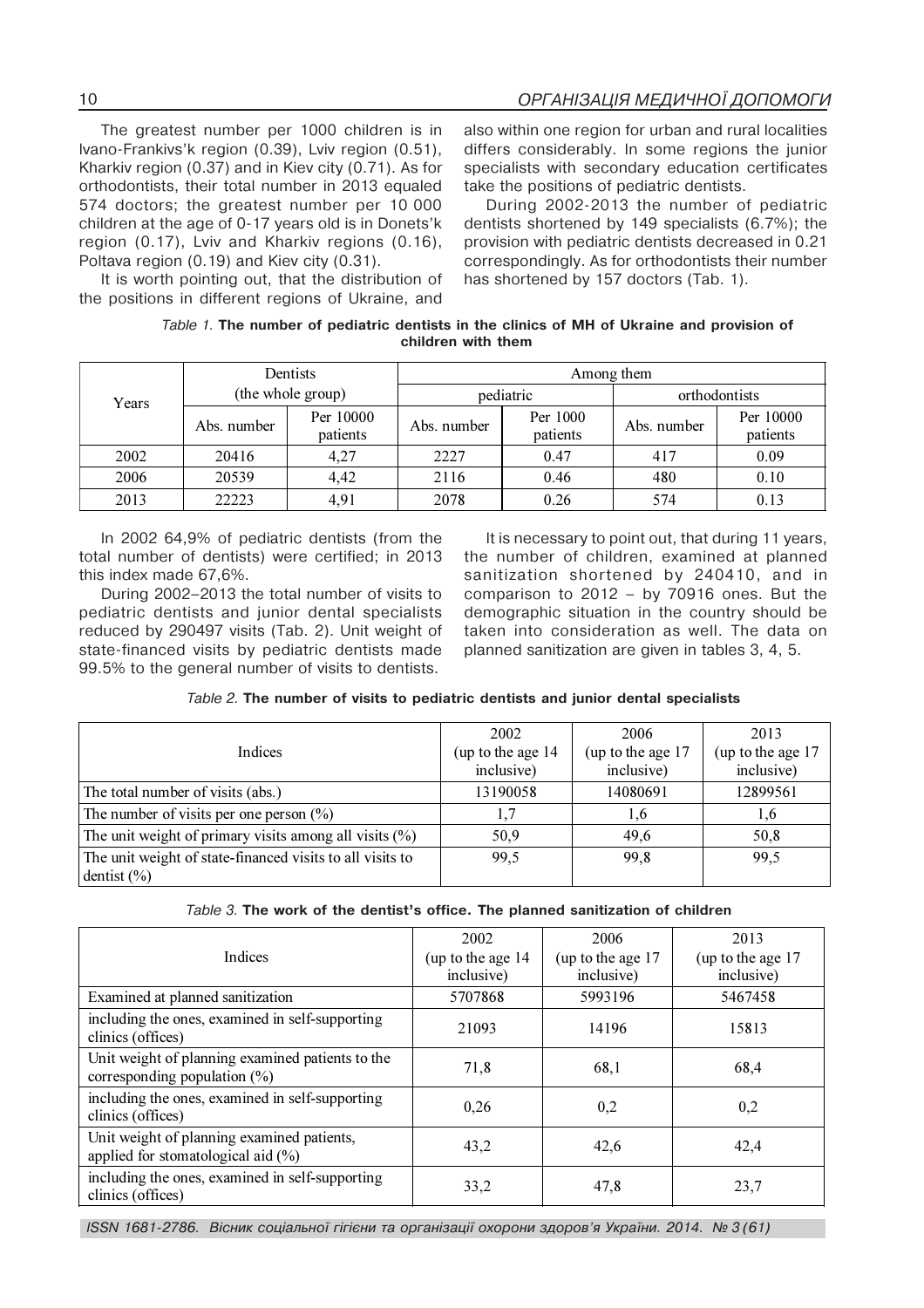The greatest number per 1000 children is in Ivano-Frankivs'k region (0.39), Lviv region (0.51), Kharkiv region (0.37) and in Kiev city (0.71). As for orthodontists, their total number in 2013 equaled 574 doctors; the greatest number per 10 000 children at the age of 0-17 years old is in Donets'k region (0.17), Lviv and Kharkiv regions (0.16), Poltava region (0.19) and Kiev city (0.31).

It is worth pointing out, that the distribution of the positions in different regions of Ukraine, and also within one region for urban and rural localities differs considerably. In some regions the junior specialists with secondary education certificates take the positions of pediatric dentists.

During 2002-2013 the number of pediatric dentists shortened by 149 specialists (6.7%); the provision with pediatric dentists decreased in 0.21 correspondingly. As for orthodontists their number has shortened by 157 doctors (Tab. 1).

*Table 1.* **The number of pediatric dentists in the clinics of MH of Ukraine and provision of children with them**

| Years | Dentists (the whole group) | | Among them | | | |
|---|---|---|---|---|---|---|
| | | | pediatric | | orthodontists | |
| | Abs. number | Per 10000 patients | Abs. number | Per 1000 patients | Abs. number | Per 10000 patients |
| 2002 | 20416 | 4,27 | 2227 | 0.47 | 417 | 0.09 |
| 2006 | 20539 | 4,42 | 2116 | 0.46 | 480 | 0.10 |
| 2013 | 22223 | 4,91 | 2078 | 0.26 | 574 | 0.13 |

In 2002 64,9% of pediatric dentists (from the total number of dentists) were certified; in 2013 this index made 67,6%.

During 2002–2013 the total number of visits to pediatric dentists and junior dental specialists reduced by 290497 visits (Tab. 2). Unit weight of state-financed visits by pediatric dentists made 99.5% to the general number of visits to dentists.

It is necessary to point out, that during 11 years, the number of children, examined at planned sanitization shortened by 240410, and in comparison to 2012 – by 70916 ones. But the demographic situation in the country should be taken into consideration as well. The data on planned sanitization are given in tables 3, 4, 5.

*Table 2.* **The number of visits to pediatric dentists and junior dental specialists**

| Indices | 2002 (up to the age 14 inclusive) | 2006 (up to the age 17 inclusive) | 2013 (up to the age 17 inclusive) |
|---|---|---|---|
| The total number of visits (abs.) | 13190058 | 14080691 | 12899561 |
| The number of visits per one person (%) | 1,7 | 1,6 | 1,6 |
| The unit weight of primary visits among all visits (%) | 50,9 | 49,6 | 50,8 |
| The unit weight of state-financed visits to all visits to dentist (%) | 99,5 | 99,8 | 99,5 |

*Table 3.* **The work of the dentist's office. The planned sanitization of children**

| Indices | 2002 (up to the age 14 inclusive) | 2006 (up to the age 17 inclusive) | 2013 (up to the age 17 inclusive) |
|---|---|---|---|
| Examined at planned sanitization | 5707868 | 5993196 | 5467458 |
| including the ones, examined in self-supporting clinics (offices) | 21093 | 14196 | 15813 |
| Unit weight of planning examined patients to the corresponding population (%) | 71,8 | 68,1 | 68,4 |
| including the ones, examined in self-supporting clinics (offices) | 0,26 | 0,2 | 0,2 |
| Unit weight of planning examined patients, applied for stomatological aid (%) | 43,2 | 42,6 | 42,4 |
| including the ones, examined in self-supporting clinics (offices) | 33,2 | 47,8 | 23,7 |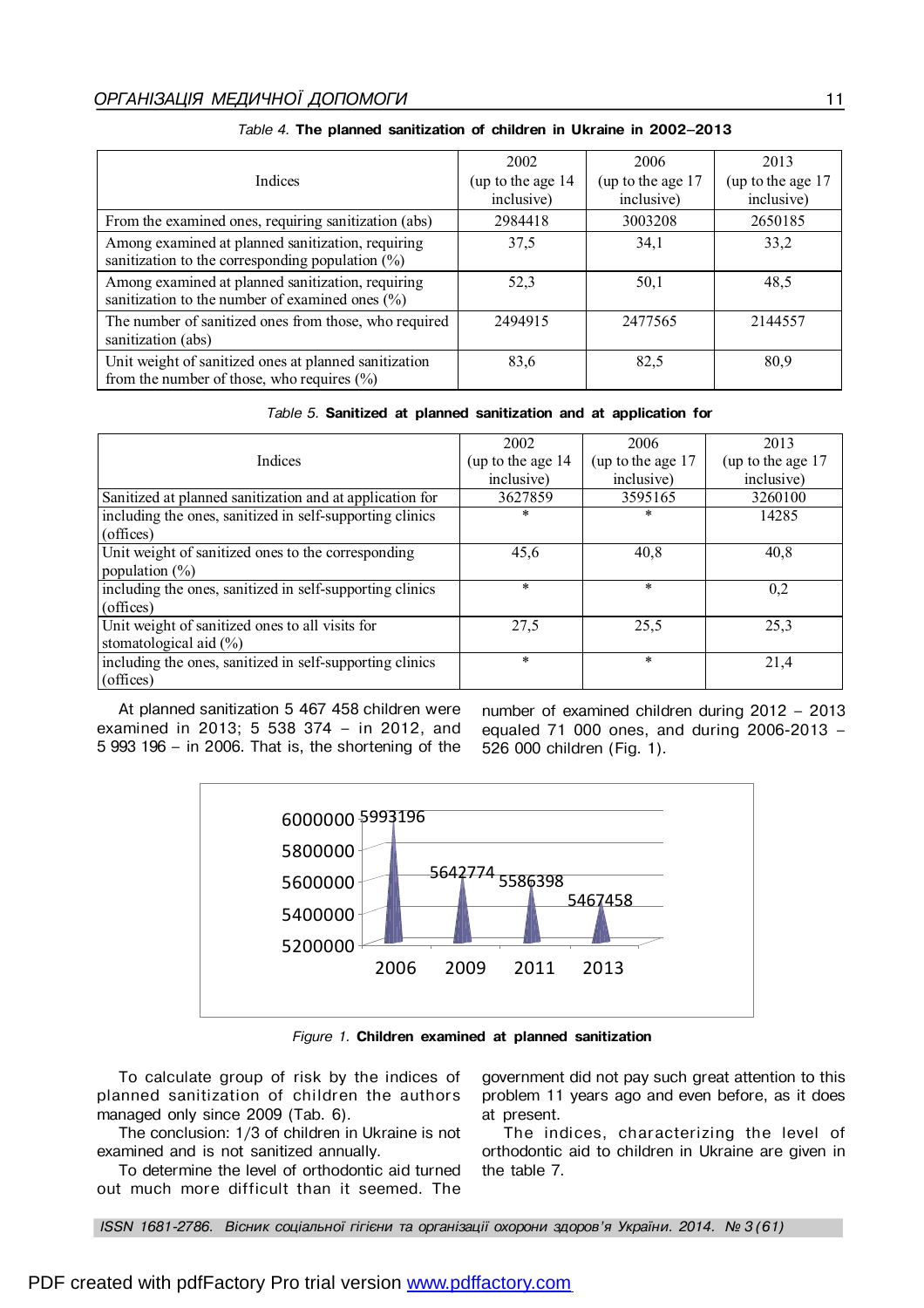*Table 4.* **The planned sanitization of children in Ukraine in 2002–2013**

| Indices | 2002 (up to the age 14 inclusive) | 2006 (up to the age 17 inclusive) | 2013 (up to the age 17 inclusive) |
|---|---|---|---|
| From the examined ones, requiring sanitization (abs) | 2984418 | 3003208 | 2650185 |
| Among examined at planned sanitization, requiring sanitization to the corresponding population (%) | 37,5 | 34,1 | 33,2 |
| Among examined at planned sanitization, requiring sanitization to the number of examined ones (%) | 52,3 | 50,1 | 48,5 |
| The number of sanitized ones from those, who required sanitization (abs) | 2494915 | 2477565 | 2144557 |
| Unit weight of sanitized ones at planned sanitization from the number of those, who requires (%) | 83,6 | 82,5 | 80,9 |

*Table 5.* **Sanitized at planned sanitization and at application for**

| Indices | 2002 (up to the age 14 inclusive) | 2006 (up to the age 17 inclusive) | 2013 (up to the age 17 inclusive) |
|---|---|---|---|
| Sanitized at planned sanitization and at application for | 3627859 | 3595165 | 3260100 |
| including the ones, sanitized in self-supporting clinics (offices) | * | * | 14285 |
| Unit weight of sanitized ones to the corresponding population (%) | 45,6 | 40,8 | 40,8 |
| including the ones, sanitized in self-supporting clinics (offices) | * | * | 0,2 |
| Unit weight of sanitized ones to all visits for stomatological aid (%) | 27,5 | 25,5 | 25,3 |
| including the ones, sanitized in self-supporting clinics (offices) | * | * | 21,4 |

At planned sanitization 5 467 458 children were examined in 2013; 5 538 374 – in 2012, and 5 993 196 – in 2006. That is, the shortening of the number of examined children during 2012 – 2013 equaled 71 000 ones, and during 2006-2013 – 526 000 children (Fig. 1).

*Figure 1.* **Children examined at planned sanitization**

To calculate group of risk by the indices of planned sanitization of children the authors managed only since 2009 (Tab. 6).

The conclusion: 1/3 of children in Ukraine is not examined and is not sanitized annually.

To determine the level of orthodontic aid turned out much more difficult than it seemed. The government did not pay such great attention to this problem 11 years ago and even before, as it does at present.

The indices, characterizing the level of orthodontic aid to children in Ukraine are given in the table 7.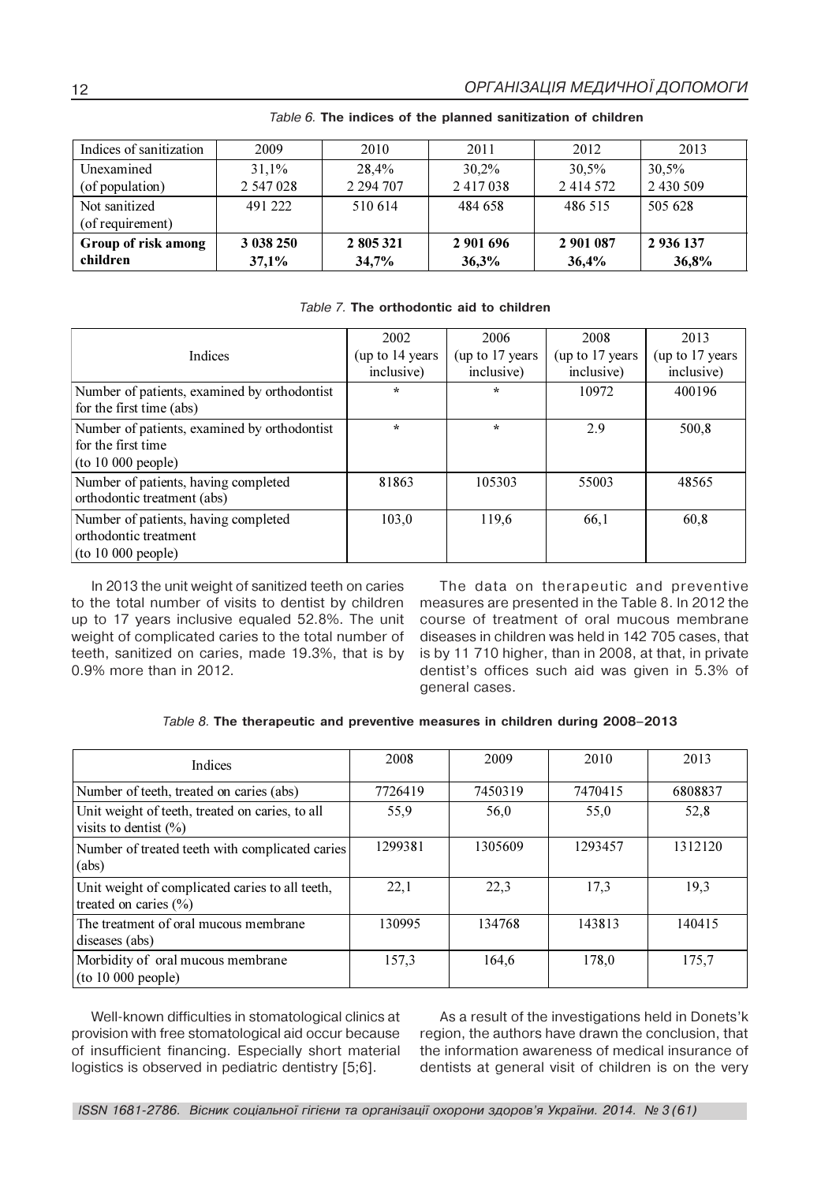*Table 6.* **The indices of the planned sanitization of children**

| Indices of sanitization | 2009 | 2010 | 2011 | 2012 | 2013 |
|---|---|---|---|---|---|
| Unexamined (of population) | 31,1% 2 547 028 | 28,4% 2 294 707 | 30,2% 2 417 038 | 30,5% 2 414 572 | 30,5% 2 430 509 |
| Not sanitized (of requirement) | 491 222 | 510 614 | 484 658 | 486 515 | 505 628 |
| **Group of risk among children** | **3 038 250 37,1%** | **2 805 321 34,7%** | **2 901 696 36,3%** | **2 901 087 36,4%** | **2 936 137 36,8%** |

*Table 7.* **The orthodontic aid to children**

| Indices | 2002 (up to 14 years inclusive) | 2006 (up to 17 years inclusive) | 2008 (up to 17 years inclusive) | 2013 (up to 17 years inclusive) |
|---|---|---|---|---|
| Number of patients, examined by orthodontist for the first time (abs) | * | * | 10972 | 400196 |
| Number of patients, examined by orthodontist for the first time (to 10 000 people) | * | * | 2.9 | 500,8 |
| Number of patients, having completed orthodontic treatment (abs) | 81863 | 105303 | 55003 | 48565 |
| Number of patients, having completed orthodontic treatment (to 10 000 people) | 103,0 | 119,6 | 66,1 | 60,8 |

In 2013 the unit weight of sanitized teeth on caries to the total number of visits to dentist by children up to 17 years inclusive equaled 52.8%. The unit weight of complicated caries to the total number of teeth, sanitized on caries, made 19.3%, that is by 0.9% more than in 2012.

The data on therapeutic and preventive measures are presented in the Table 8. In 2012 the course of treatment of oral mucous membrane diseases in children was held in 142 705 cases, that is by 11 710 higher, than in 2008, at that, in private dentist's offices such aid was given in 5.3% of general cases.

*Table 8.* **The therapeutic and preventive measures in children during 2008–2013**

| Indices | 2008 | 2009 | 2010 | 2013 |
|---|---|---|---|---|
| Number of teeth, treated on caries (abs) | 7726419 | 7450319 | 7470415 | 6808837 |
| Unit weight of teeth, treated on caries, to all visits to dentist (%) | 55,9 | 56,0 | 55,0 | 52,8 |
| Number of treated teeth with complicated caries (abs) | 1299381 | 1305609 | 1293457 | 1312120 |
| Unit weight of complicated caries to all teeth, treated on caries (%) | 22,1 | 22,3 | 17,3 | 19,3 |
| The treatment of oral mucous membrane diseases (abs) | 130995 | 134768 | 143813 | 140415 |
| Morbidity of oral mucous membrane (to 10 000 people) | 157,3 | 164,6 | 178,0 | 175,7 |

Well-known difficulties in stomatological clinics at provision with free stomatological aid occur because of insufficient financing. Especially short material logistics is observed in pediatric dentistry [5;6].

As a result of the investigations held in Donets'k region, the authors have drawn the conclusion, that the information awareness of medical insurance of dentists at general visit of children is on the very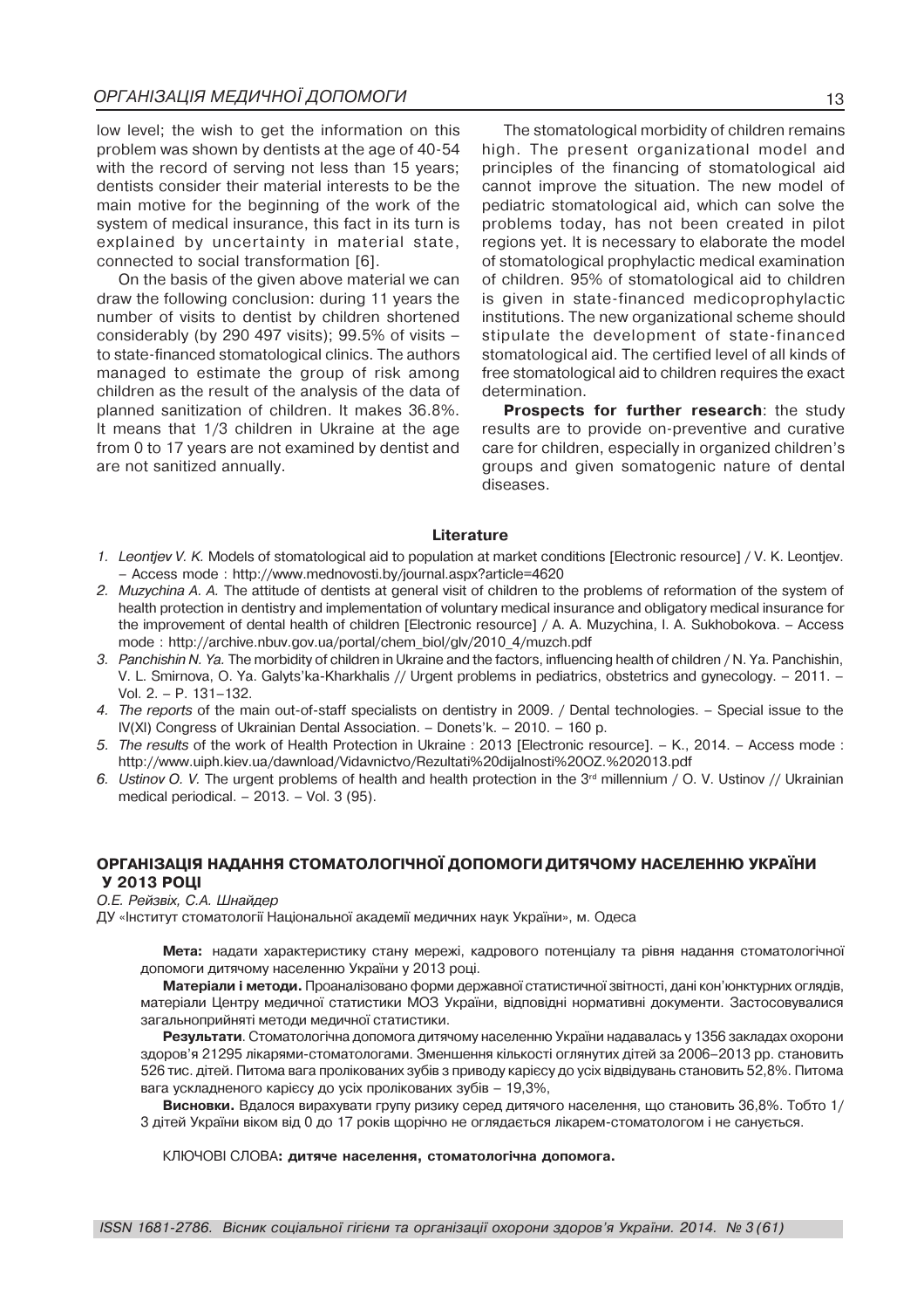low level; the wish to get the information on this problem was shown by dentists at the age of 40-54 with the record of serving not less than 15 years; dentists consider their material interests to be the main motive for the beginning of the work of the system of medical insurance, this fact in its turn is explained by uncertainty in material state, connected to social transformation [6].

On the basis of the given above material we can draw the following conclusion: during 11 years the number of visits to dentist by children shortened considerably (by 290 497 visits); 99.5% of visits – to state-financed stomatological clinics. The authors managed to estimate the group of risk among children as the result of the analysis of the data of planned sanitization of children. It makes 36.8%. It means that 1/3 children in Ukraine at the age from 0 to 17 years are not examined by dentist and are not sanitized annually.

The stomatological morbidity of children remains high. The present organizational model and principles of the financing of stomatological aid cannot improve the situation. The new model of pediatric stomatological aid, which can solve the problems today, has not been created in pilot regions yet. It is necessary to elaborate the model of stomatological prophylactic medical examination of children. 95% of stomatological aid to children is given in state-financed medicoprophylactic institutions. The new organizational scheme should stipulate the development of state-financed stomatological aid. The certified level of all kinds of free stomatological aid to children requires the exact determination.

**Prospects for further research**: the study results are to provide on-preventive and curative care for children, especially in organized children's groups and given somatogenic nature of dental diseases.

### Literature

1. *Leontjev V. K.* Models of stomatological aid to population at market conditions [Electronic resource] / V. K. Leontjev. – Access mode : http://www.mednovosti.by/journal.aspx?article=4620
2. *Muzychina A. A.* The attitude of dentists at general visit of children to the problems of reformation of the system of health protection in dentistry and implementation of voluntary medical insurance and obligatory medical insurance for the improvement of dental health of children [Electronic resource] / A. A. Muzychina, I. A. Sukhobokova. – Access mode : http://archive.nbuv.gov.ua/portal/chem_biol/glv/2010_4/muzch.pdf
3. *Panchishin N. Ya.* The morbidity of children in Ukraine and the factors, influencing health of children / N. Ya. Panchishin, V. L. Smirnova, O. Ya. Galyts'ka-Kharkhalis // Urgent problems in pediatrics, obstetrics and gynecology. – 2011. – Vol. 2. – P. 131–132.
4. *The reports* of the main out-of-staff specialists on dentistry in 2009. / Dental technologies. – Special issue to the IV(XI) Congress of Ukrainian Dental Association. – Donets'k. – 2010. – 160 p.
5. *The results* of the work of Health Protection in Ukraine : 2013 [Electronic resource]. – K., 2014. – Access mode : http://www.uiph.kiev.ua/dawnload/Vidavnictvo/Rezultati%20dijalnosti%20OZ.%202013.pdf
6. *Ustinov O. V.* The urgent problems of health and health protection in the 3rd millennium / O. V. Ustinov // Ukrainian medical periodical. – 2013. – Vol. 3 (95).

## ОРГАНІЗАЦІЯ НАДАННЯ СТОМАТОЛОГІЧНОЇ ДОПОМОГИ ДИТЯЧОМУ НАСЕЛЕННЮ УКРАЇНИ У 2013 РОЦІ

*О.Е. Рейзвіх, С.А. Шнайдер*

ДУ «Інститут стоматології Національної академії медичних наук України», м. Одеса

**Мета:** надати характеристику стану мережі, кадрового потенціалу та рівня надання стоматологічної допомоги дитячому населенню України у 2013 році.

**Матеріали і методи.** Проаналізовано форми державної статистичної звітності, дані кон'юнктурних оглядів, матеріали Центру медичної статистики МОЗ України, відповідні нормативні документи. Застосовувалися загальноприйняті методи медичної статистики.

**Результати**. Стоматологічна допомога дитячому населенню України надавалась у 1356 закладах охорони здоров'я 21295 лікарями-стоматологами. Зменшення кількості оглянутих дітей за 2006–2013 рр. становить 526 тис. дітей. Питома вага пролікованих зубів з приводу карієсу до усіх відвідувань становить 52,8%. Питома вага ускладненого карієсу до усіх пролікованих зубів – 19,3%,

**Висновки.** Вдалося вирахувати групу ризику серед дитячого населення, що становить 36,8%. Тобто 1/3 дітей України віком від 0 до 17 років щорічно не оглядається лікарем-стоматологом і не санується.

КЛЮЧОВІ СЛОВА**: дитяче населення, стоматологічна допомога.**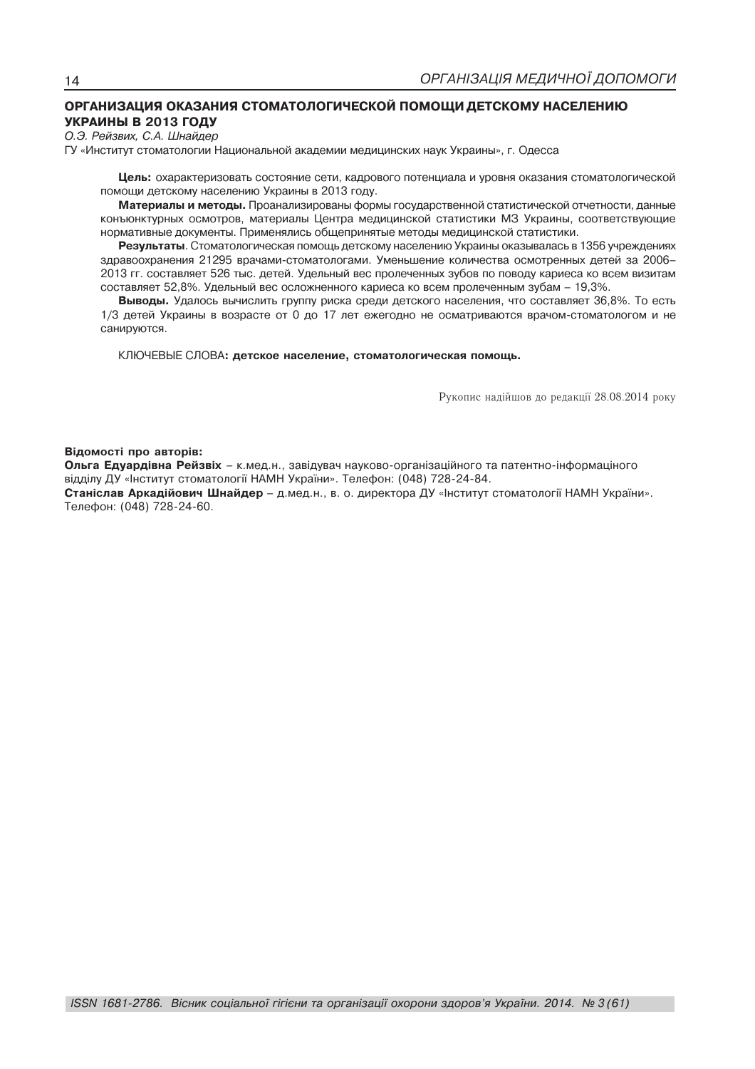## ОРГАНИЗАЦИЯ ОКАЗАНИЯ СТОМАТОЛОГИЧЕСКОЙ ПОМОЩИ ДЕТСКОМУ НАСЕЛЕНИЮ УКРАИНЫ В 2013 ГОДУ

*О.Э. Рейзвих, С.А. Шнайдер*

ГУ «Институт стоматологии Национальной академии медицинских наук Украины», г. Одесса

**Цель:** охарактеризовать состояние сети, кадрового потенциала и уровня оказания стоматологической помощи детскому населению Украины в 2013 году.

**Материалы и методы.** Проанализированы формы государственной статистической отчетности, данные конъюнктурных осмотров, материалы Центра медицинской статистики МЗ Украины, соответствующие нормативные документы. Применялись общепринятые методы медицинской статистики.

**Результаты**. Стоматологическая помощь детскому населению Украины оказывалась в 1356 учреждениях здравоохранения 21295 врачами-стоматологами. Уменьшение количества осмотренных детей за 2006–2013 гг. составляет 526 тыс. детей. Удельный вес пролеченных зубов по поводу кариеса ко всем визитам составляет 52,8%. Удельный вес осложненного кариеса ко всем пролеченным зубам – 19,3%.

**Выводы.** Удалось вычислить группу риска среди детского населения, что составляет 36,8%. То есть 1/3 детей Украины в возрасте от 0 до 17 лет ежегодно не осматриваются врачом-стоматологом и не санируются.

КЛЮЧЕВЫЕ СЛОВА**: детское население, стоматологическая помощь.**

Рукопис надійшов до редакції 28.08.2014 року

**Відомості про авторів:**

**Ольга Едуардівна Рейзвіх** – к.мед.н., завідувач науково-організаційного та патентно-інформаціного відділу ДУ «Інститут стоматології НАМН України». Телефон: (048) 728-24-84.

**Станіслав Аркадійович Шнайдер** – д.мед.н., в. о. директора ДУ «Інститут стоматології НАМН України». Телефон: (048) 728-24-60.